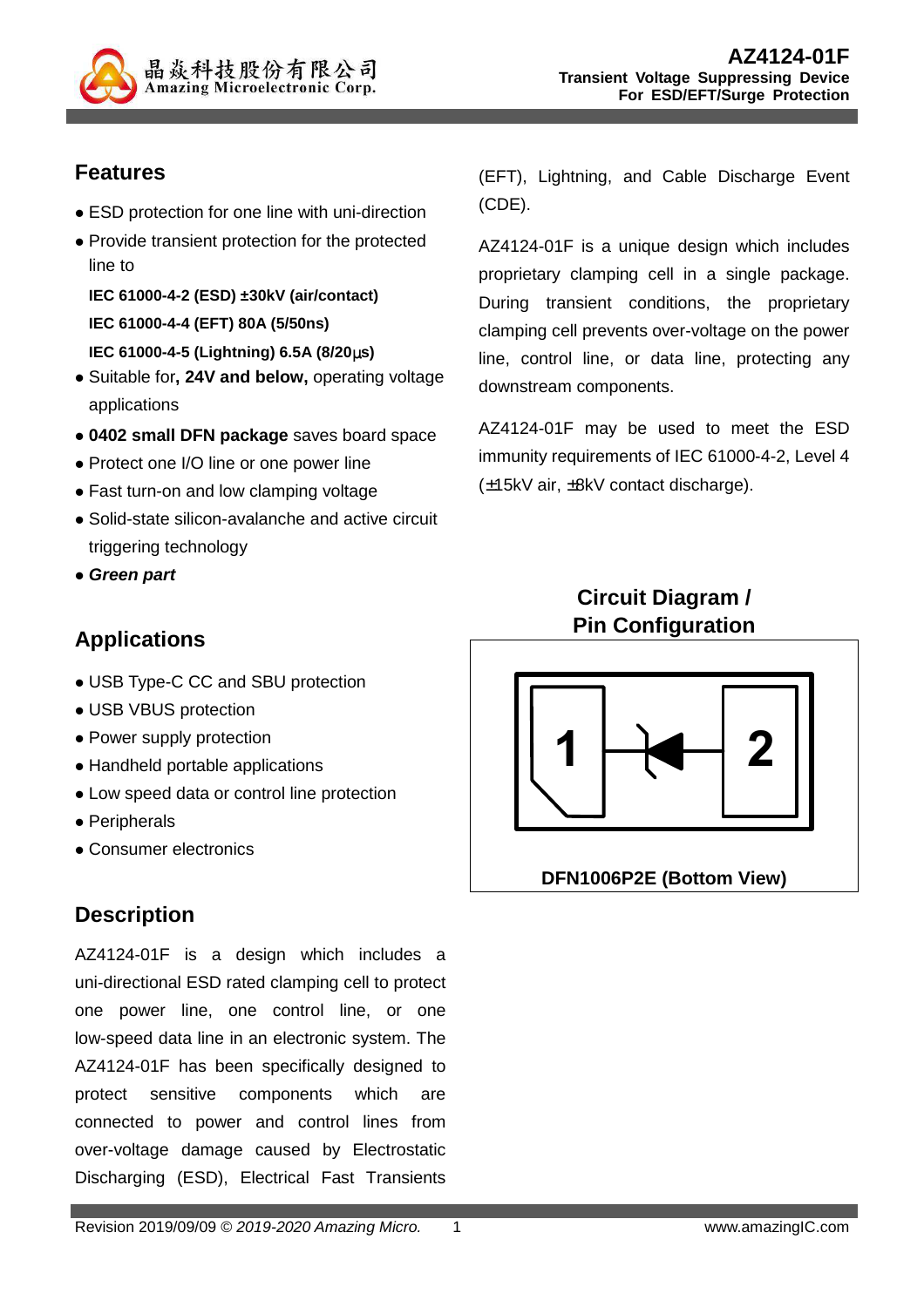# AZ4124-01F

**Transient Voltage Suppressing Device**
**For ESD/EFT/Surge Protection**

## Features

- ESD protection for one line with uni-direction
- Provide transient protection for the protected line to

  **IEC 61000-4-2 (ESD) ±30kV (air/contact)**

  **IEC 61000-4-4 (EFT) 80A (5/50ns)**

  **IEC 61000-4-5 (Lightning) 6.5A (8/20μs)**
- Suitable for**, 24V and below,** operating voltage applications
- **0402 small DFN package** saves board space
- Protect one I/O line or one power line
- Fast turn-on and low clamping voltage
- Solid-state silicon-avalanche and active circuit triggering technology
- ***Green part***

## Applications

- USB Type-C CC and SBU protection
- USB VBUS protection
- Power supply protection
- Handheld portable applications
- Low speed data or control line protection
- Peripherals
- Consumer electronics

## Description

AZ4124-01F is a design which includes a uni-directional ESD rated clamping cell to protect one power line, one control line, or one low-speed data line in an electronic system. The AZ4124-01F has been specifically designed to protect sensitive components which are connected to power and control lines from over-voltage damage caused by Electrostatic Discharging (ESD), Electrical Fast Transients (EFT), Lightning, and Cable Discharge Event (CDE).

AZ4124-01F is a unique design which includes proprietary clamping cell in a single package. During transient conditions, the proprietary clamping cell prevents over-voltage on the power line, control line, or data line, protecting any downstream components.

AZ4124-01F may be used to meet the ESD immunity requirements of IEC 61000-4-2, Level 4 (±15kV air, ±8kV contact discharge).

## Circuit Diagram / Pin Configuration

1 | 2

DFN1006P2E (Bottom View)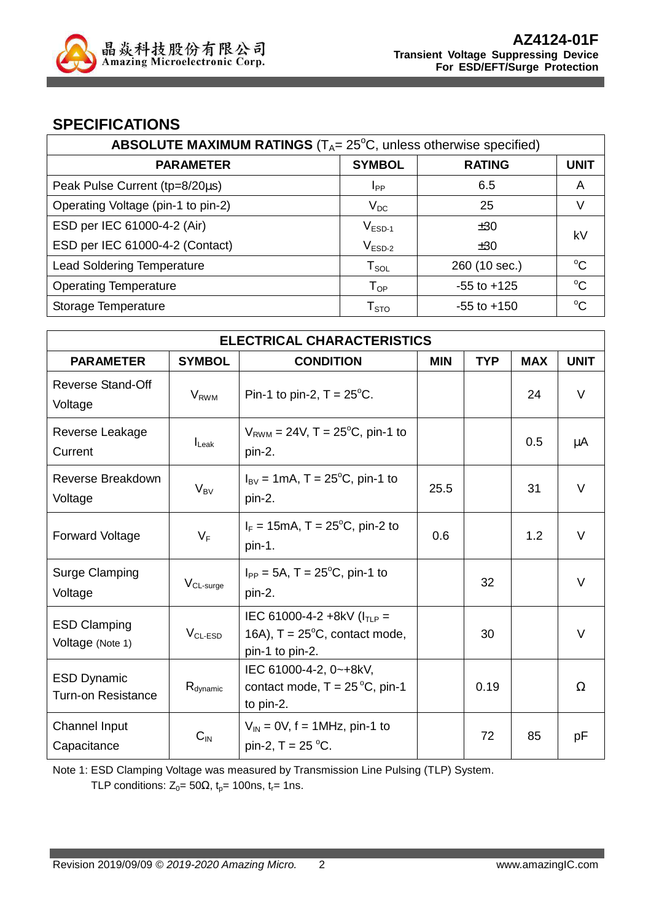## SPECIFICATIONS

| ABSOLUTE MAXIMUM RATINGS ($T_A$= 25°C, unless otherwise specified) | | | |
|---|---|---|---|
| **PARAMETER** | **SYMBOL** | **RATING** | **UNIT** |
| Peak Pulse Current (tp=8/20µs) | $I_{PP}$ | 6.5 | A |
| Operating Voltage (pin-1 to pin-2) | $V_{DC}$ | 25 | V |
| ESD per IEC 61000-4-2 (Air) | $V_{ESD-1}$ | ±30 | kV |
| ESD per IEC 61000-4-2 (Contact) | $V_{ESD-2}$ | ±30 | kV |
| Lead Soldering Temperature | $T_{SOL}$ | 260 (10 sec.) | °C |
| Operating Temperature | $T_{OP}$ | -55 to +125 | °C |
| Storage Temperature | $T_{STO}$ | -55 to +150 | °C |

| ELECTRICAL CHARACTERISTICS | | | | | | |
|---|---|---|---|---|---|---|
| **PARAMETER** | **SYMBOL** | **CONDITION** | **MIN** | **TYP** | **MAX** | **UNIT** |
| Reverse Stand-Off Voltage | $V_{RWM}$ | Pin-1 to pin-2, T = 25°C. | | | 24 | V |
| Reverse Leakage Current | $I_{Leak}$ | $V_{RWM}$ = 24V, T = 25°C, pin-1 to pin-2. | | | 0.5 | µA |
| Reverse Breakdown Voltage | $V_{BV}$ | $I_{BV}$ = 1mA, T = 25°C, pin-1 to pin-2. | 25.5 | | 31 | V |
| Forward Voltage | $V_F$ | $I_F$ = 15mA, T = 25°C, pin-2 to pin-1. | 0.6 | | 1.2 | V |
| Surge Clamping Voltage | $V_{CL-surge}$ | $I_{PP}$ = 5A, T = 25°C, pin-1 to pin-2. | | 32 | | V |
| ESD Clamping Voltage (Note 1) | $V_{CL-ESD}$ | IEC 61000-4-2 +8kV ($I_{TLP}$ = 16A), T = 25°C, contact mode, pin-1 to pin-2. | | 30 | | V |
| ESD Dynamic Turn-on Resistance | $R_{dynamic}$ | IEC 61000-4-2, 0~+8kV, contact mode, T = 25°C, pin-1 to pin-2. | | 0.19 | | Ω |
| Channel Input Capacitance | $C_{IN}$ | $V_{IN}$ = 0V, f = 1MHz, pin-1 to pin-2, T = 25 °C. | | 72 | 85 | pF |

Note 1: ESD Clamping Voltage was measured by Transmission Line Pulsing (TLP) System.
TLP conditions: $Z_0$= 50Ω, $t_p$= 100ns, $t_r$= 1ns.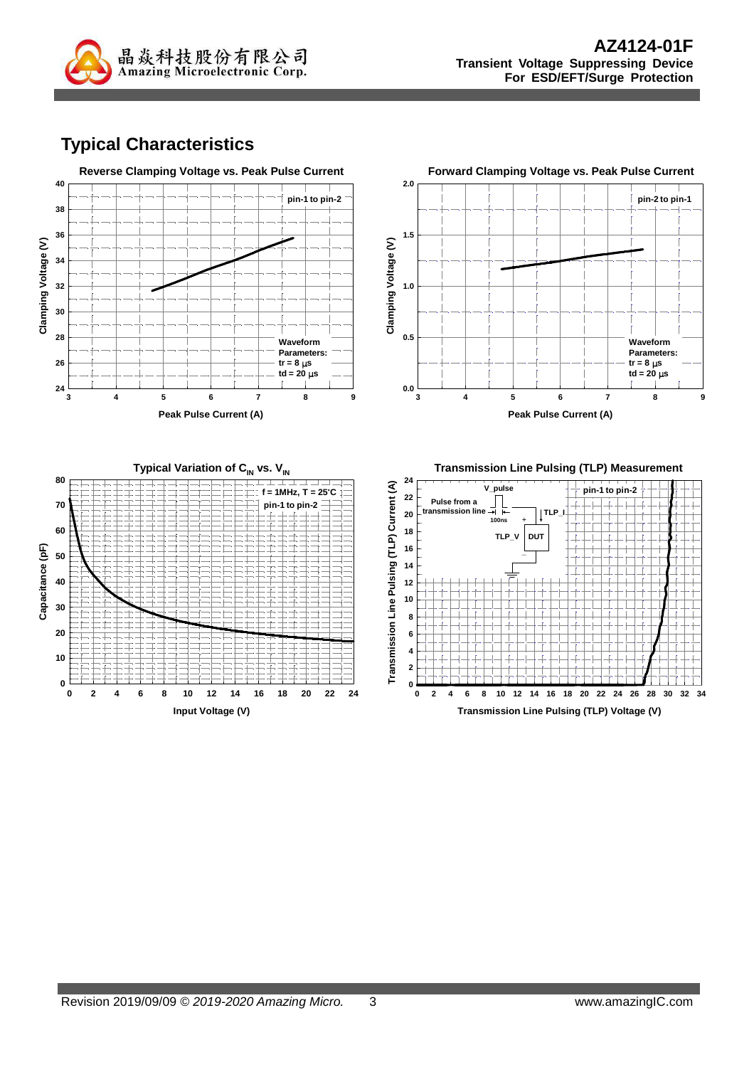## Typical Characteristics

**Reverse Clamping Voltage vs. Peak Pulse Current**

pin-1 to pin-2

Waveform Parameters:
tr = 8 μs
td = 20 μs

Clamping Voltage (V)

Peak Pulse Current (A)

**Forward Clamping Voltage vs. Peak Pulse Current**

pin-2 to pin-1

Waveform Parameters:
tr = 8 μs
td = 20 μs

Clamping Voltage (V)

Peak Pulse Current (A)

**Typical Variation of $C_{IN}$ vs. $V_{IN}$**

f = 1MHz, T = 25°C
pin-1 to pin-2

Capacitance (pF)

Input Voltage (V)

**Transmission Line Pulsing (TLP) Measurement**

pin-1 to pin-2

V_pulse
Pulse from a transmission line
100ns
TLP_I
TLP_V
DUT

Transmission Line Pulsing (TLP) Current (A)

Transmission Line Pulsing (TLP) Voltage (V)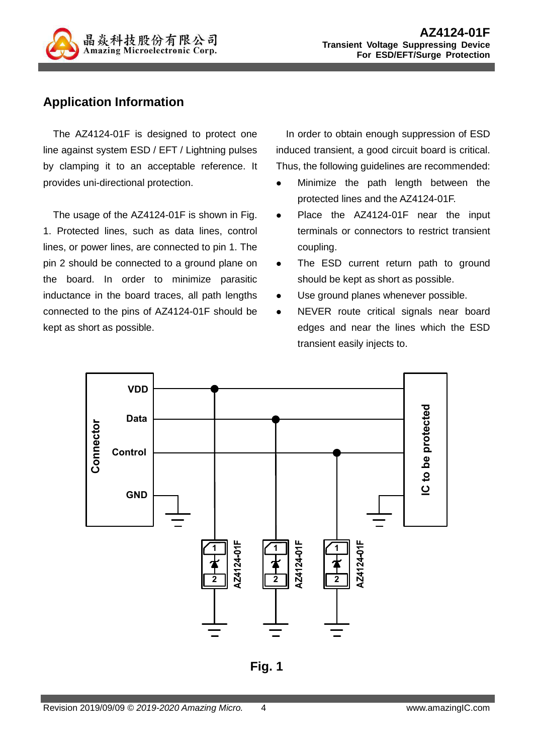## Application Information

The AZ4124-01F is designed to protect one line against system ESD / EFT / Lightning pulses by clamping it to an acceptable reference. It provides uni-directional protection.

The usage of the AZ4124-01F is shown in Fig. 1. Protected lines, such as data lines, control lines, or power lines, are connected to pin 1. The pin 2 should be connected to a ground plane on the board. In order to minimize parasitic inductance in the board traces, all path lengths connected to the pins of AZ4124-01F should be kept as short as possible.

In order to obtain enough suppression of ESD induced transient, a good circuit board is critical. Thus, the following guidelines are recommended:

- Minimize the path length between the protected lines and the AZ4124-01F.
- Place the AZ4124-01F near the input terminals or connectors to restrict transient coupling.
- The ESD current return path to ground should be kept as short as possible.
- Use ground planes whenever possible.
- NEVER route critical signals near board edges and near the lines which the ESD transient easily injects to.

**Fig. 1**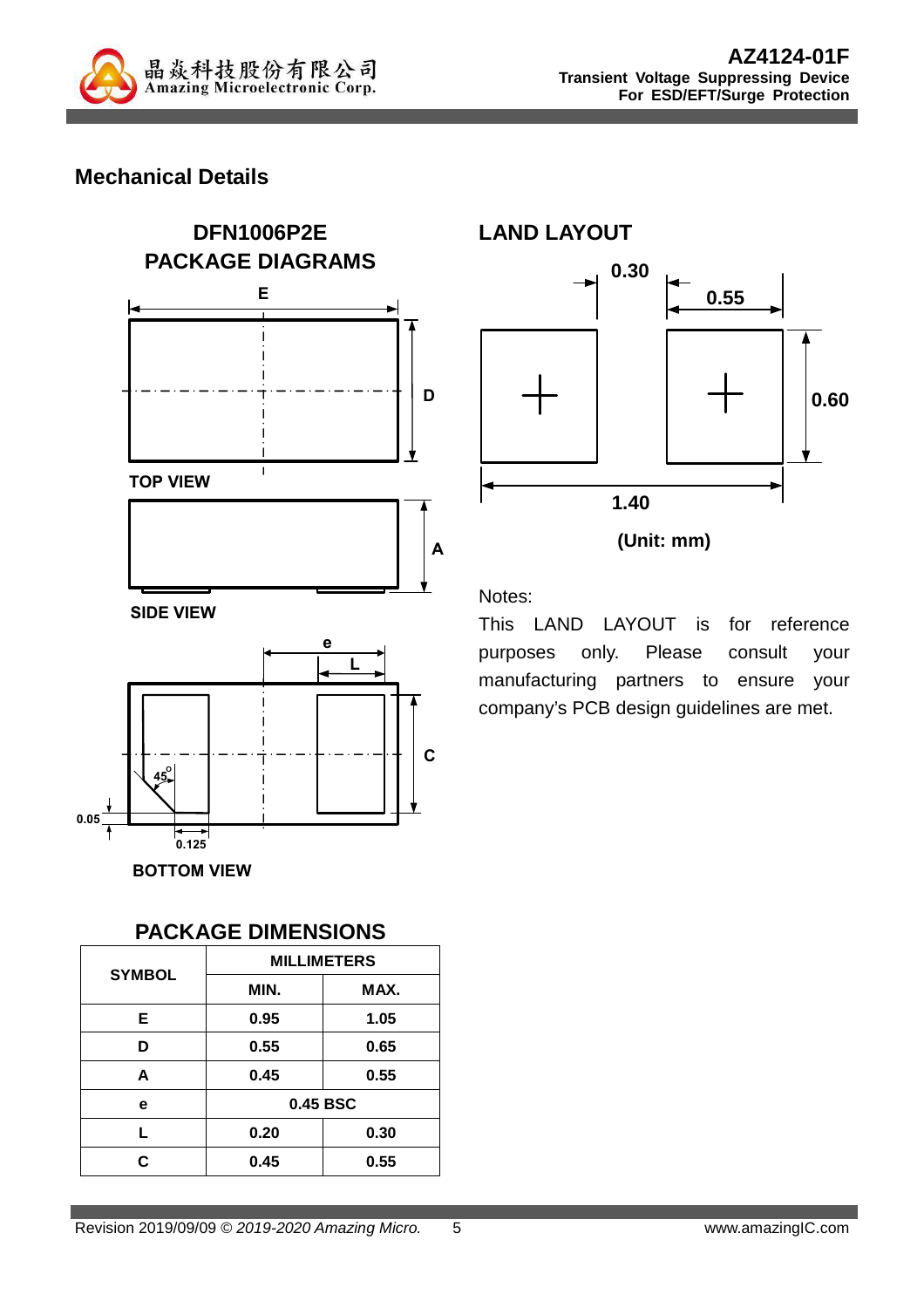## Mechanical Details

### DFN1006P2E PACKAGE DIAGRAMS

TOP VIEW

SIDE VIEW

BOTTOM VIEW

### LAND LAYOUT

(Unit: mm)

Notes:

This LAND LAYOUT is for reference purposes only. Please consult your manufacturing partners to ensure your company's PCB design guidelines are met.

### PACKAGE DIMENSIONS

| SYMBOL | MILLIMETERS | |
|---|---|---|
| | MIN. | MAX. |
| E | 0.95 | 1.05 |
| D | 0.55 | 0.65 |
| A | 0.45 | 0.55 |
| e | 0.45 BSC | |
| L | 0.20 | 0.30 |
| C | 0.45 | 0.55 |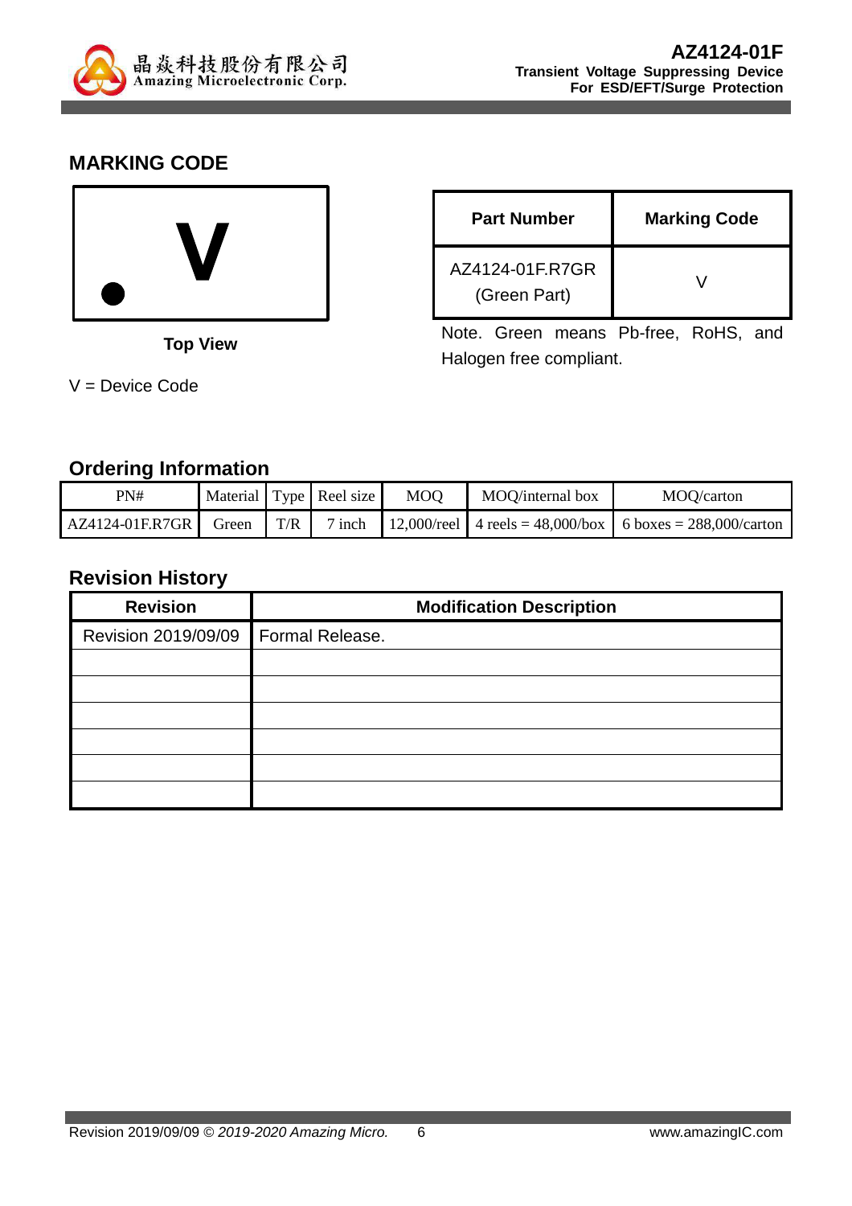## MARKING CODE

V

Top View

V = Device Code

| Part Number | Marking Code |
|---|---|
| AZ4124-01F.R7GR (Green Part) | V |

Note. Green means Pb-free, RoHS, and Halogen free compliant.

## Ordering Information

| PN# | Material | Type | Reel size | MOQ | MOQ/internal box | MOQ/carton |
|---|---|---|---|---|---|---|
| AZ4124-01F.R7GR | Green | T/R | 7 inch | 12,000/reel | 4 reels = 48,000/box | 6 boxes = 288,000/carton |

## Revision History

| Revision | Modification Description |
|---|---|
| Revision 2019/09/09 | Formal Release. |
| | |
| | |
| | |
| | |
| | |
| | |